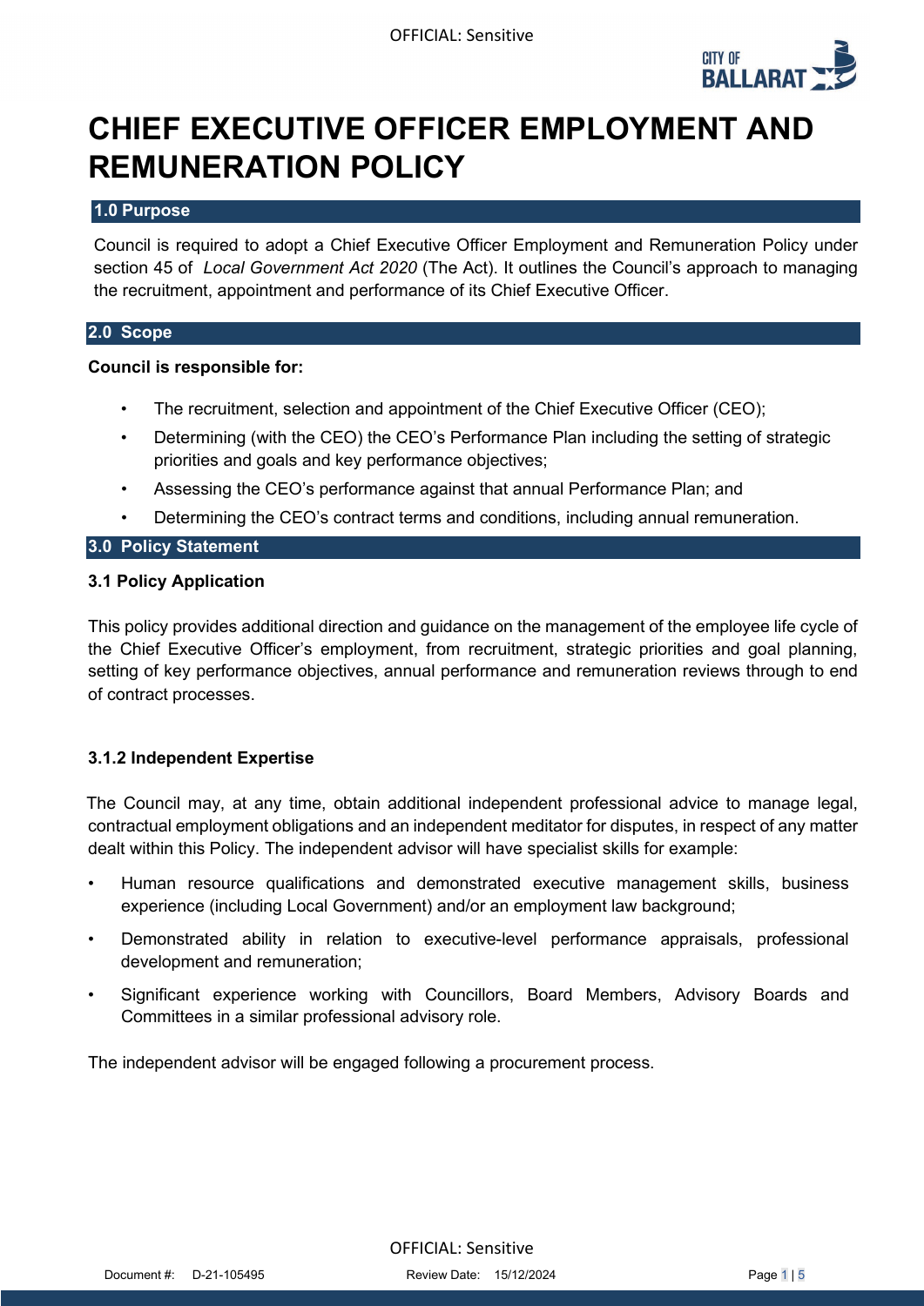# CHIEF EXECUTIVE OFFICER EMPLOYMENT AND REMUNERATION POLICY

## 1.0 Purpose

Council is required to adopt a Chief Executive Officer Employment and Remuneration Policy under section 45 of *Local Government Act 2020* (The Act). It outlines the Council's approach to managing the recruitment, appointment and performance of its Chief Executive Officer.

## 2.0 Scope

**Council is responsible for:**

- The recruitment, selection and appointment of the Chief Executive Officer (CEO);
- Determining (with the CEO) the CEO's Performance Plan including the setting of strategic priorities and goals and key performance objectives;
- Assessing the CEO's performance against that annual Performance Plan; and
- Determining the CEO's contract terms and conditions, including annual remuneration.

## 3.0 Policy Statement

### 3.1 Policy Application

This policy provides additional direction and guidance on the management of the employee life cycle of the Chief Executive Officer's employment, from recruitment, strategic priorities and goal planning, setting of key performance objectives, annual performance and remuneration reviews through to end of contract processes.

### 3.1.2 Independent Expertise

The Council may, at any time, obtain additional independent professional advice to manage legal, contractual employment obligations and an independent meditator for disputes, in respect of any matter dealt within this Policy. The independent advisor will have specialist skills for example:

- Human resource qualifications and demonstrated executive management skills, business experience (including Local Government) and/or an employment law background;
- Demonstrated ability in relation to executive-level performance appraisals, professional development and remuneration;
- Significant experience working with Councillors, Board Members, Advisory Boards and Committees in a similar professional advisory role.

The independent advisor will be engaged following a procurement process.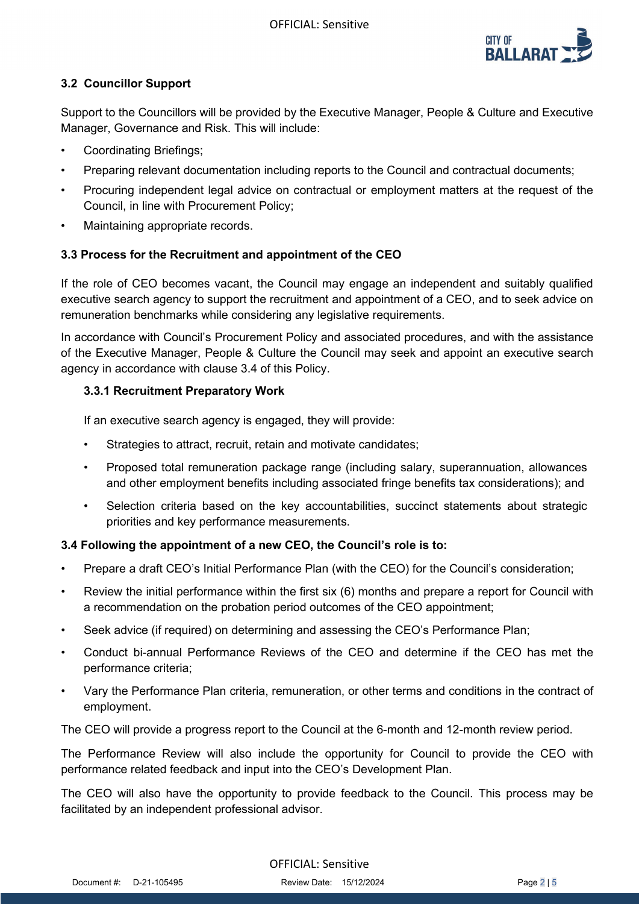### 3.2 Councillor Support

Support to the Councillors will be provided by the Executive Manager, People & Culture and Executive Manager, Governance and Risk. This will include:

- Coordinating Briefings;
- Preparing relevant documentation including reports to the Council and contractual documents;
- Procuring independent legal advice on contractual or employment matters at the request of the Council, in line with Procurement Policy;
- Maintaining appropriate records.

### 3.3 Process for the Recruitment and appointment of the CEO

If the role of CEO becomes vacant, the Council may engage an independent and suitably qualified executive search agency to support the recruitment and appointment of a CEO, and to seek advice on remuneration benchmarks while considering any legislative requirements.

In accordance with Council's Procurement Policy and associated procedures, and with the assistance of the Executive Manager, People & Culture the Council may seek and appoint an executive search agency in accordance with clause 3.4 of this Policy.

#### 3.3.1 Recruitment Preparatory Work

If an executive search agency is engaged, they will provide:

- Strategies to attract, recruit, retain and motivate candidates;
- Proposed total remuneration package range (including salary, superannuation, allowances and other employment benefits including associated fringe benefits tax considerations); and
- Selection criteria based on the key accountabilities, succinct statements about strategic priorities and key performance measurements.

### 3.4 Following the appointment of a new CEO, the Council's role is to:

- Prepare a draft CEO's Initial Performance Plan (with the CEO) for the Council's consideration;
- Review the initial performance within the first six (6) months and prepare a report for Council with a recommendation on the probation period outcomes of the CEO appointment;
- Seek advice (if required) on determining and assessing the CEO's Performance Plan;
- Conduct bi-annual Performance Reviews of the CEO and determine if the CEO has met the performance criteria;
- Vary the Performance Plan criteria, remuneration, or other terms and conditions in the contract of employment.

The CEO will provide a progress report to the Council at the 6-month and 12-month review period.

The Performance Review will also include the opportunity for Council to provide the CEO with performance related feedback and input into the CEO's Development Plan.

The CEO will also have the opportunity to provide feedback to the Council. This process may be facilitated by an independent professional advisor.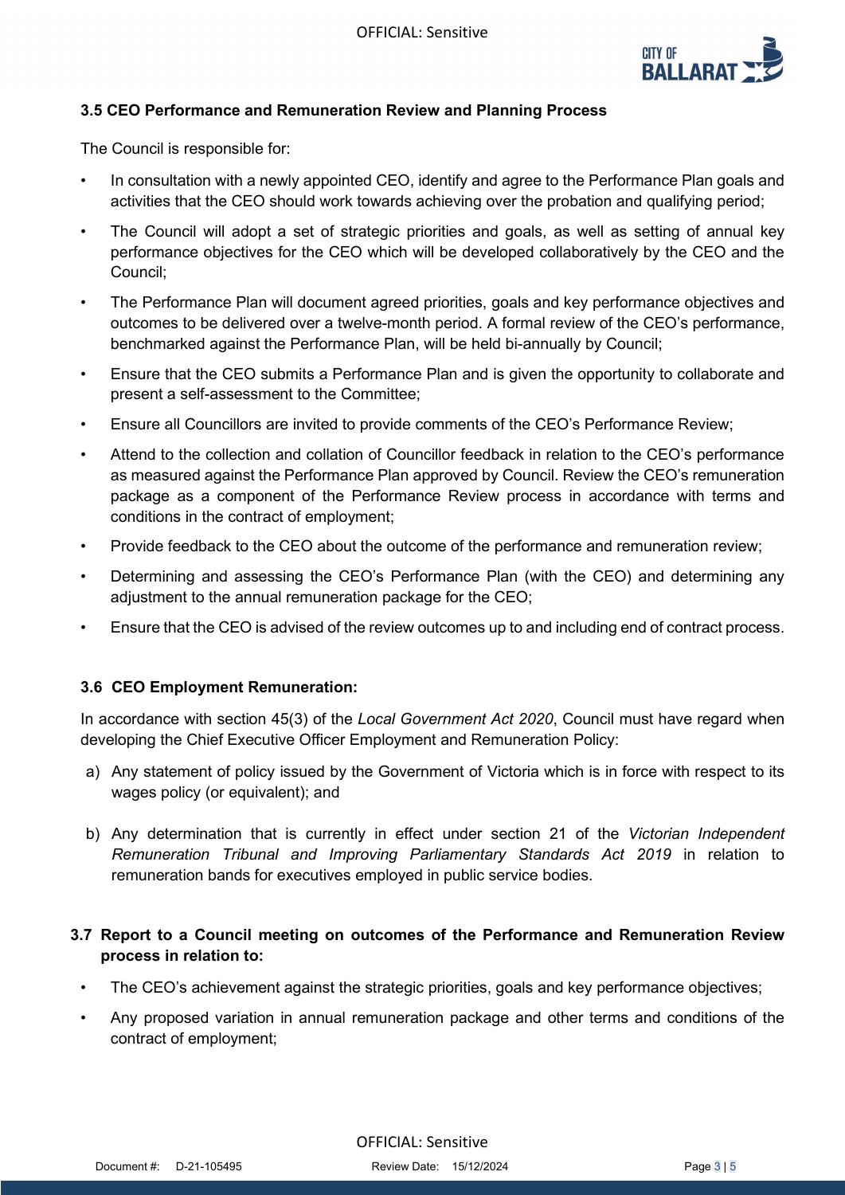### 3.5 CEO Performance and Remuneration Review and Planning Process

The Council is responsible for:

- In consultation with a newly appointed CEO, identify and agree to the Performance Plan goals and activities that the CEO should work towards achieving over the probation and qualifying period;
- The Council will adopt a set of strategic priorities and goals, as well as setting of annual key performance objectives for the CEO which will be developed collaboratively by the CEO and the Council;
- The Performance Plan will document agreed priorities, goals and key performance objectives and outcomes to be delivered over a twelve-month period. A formal review of the CEO's performance, benchmarked against the Performance Plan, will be held bi-annually by Council;
- Ensure that the CEO submits a Performance Plan and is given the opportunity to collaborate and present a self-assessment to the Committee;
- Ensure all Councillors are invited to provide comments of the CEO's Performance Review;
- Attend to the collection and collation of Councillor feedback in relation to the CEO's performance as measured against the Performance Plan approved by Council. Review the CEO's remuneration package as a component of the Performance Review process in accordance with terms and conditions in the contract of employment;
- Provide feedback to the CEO about the outcome of the performance and remuneration review;
- Determining and assessing the CEO's Performance Plan (with the CEO) and determining any adjustment to the annual remuneration package for the CEO;
- Ensure that the CEO is advised of the review outcomes up to and including end of contract process.

### 3.6 CEO Employment Remuneration:

In accordance with section 45(3) of the *Local Government Act 2020*, Council must have regard when developing the Chief Executive Officer Employment and Remuneration Policy:

a) Any statement of policy issued by the Government of Victoria which is in force with respect to its wages policy (or equivalent); and

b) Any determination that is currently in effect under section 21 of the *Victorian Independent Remuneration Tribunal and Improving Parliamentary Standards Act 2019* in relation to remuneration bands for executives employed in public service bodies.

### 3.7 Report to a Council meeting on outcomes of the Performance and Remuneration Review process in relation to:

- The CEO's achievement against the strategic priorities, goals and key performance objectives;
- Any proposed variation in annual remuneration package and other terms and conditions of the contract of employment;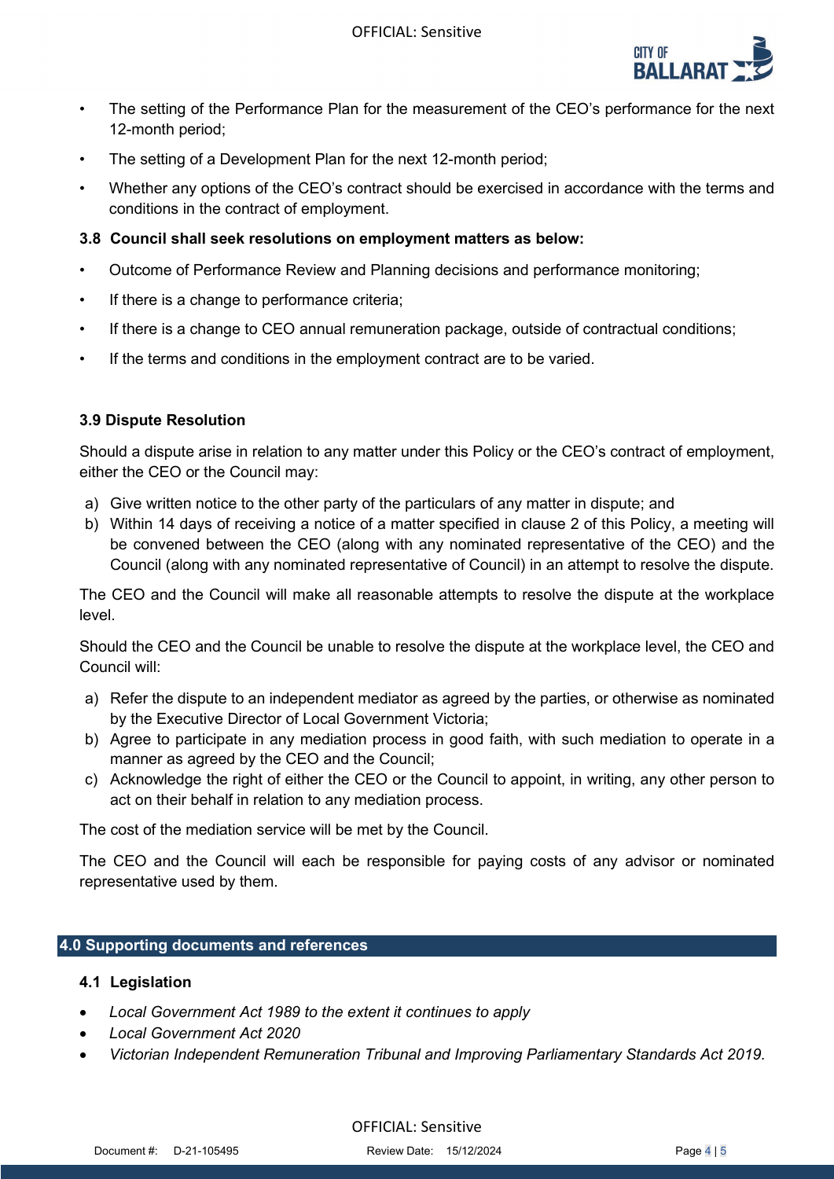- The setting of the Performance Plan for the measurement of the CEO's performance for the next 12-month period;
- The setting of a Development Plan for the next 12-month period;
- Whether any options of the CEO's contract should be exercised in accordance with the terms and conditions in the contract of employment.

### 3.8 Council shall seek resolutions on employment matters as below:

- Outcome of Performance Review and Planning decisions and performance monitoring;
- If there is a change to performance criteria;
- If there is a change to CEO annual remuneration package, outside of contractual conditions;
- If the terms and conditions in the employment contract are to be varied.

### 3.9 Dispute Resolution

Should a dispute arise in relation to any matter under this Policy or the CEO's contract of employment, either the CEO or the Council may:

a) Give written notice to the other party of the particulars of any matter in dispute; and
b) Within 14 days of receiving a notice of a matter specified in clause 2 of this Policy, a meeting will be convened between the CEO (along with any nominated representative of the CEO) and the Council (along with any nominated representative of Council) in an attempt to resolve the dispute.

The CEO and the Council will make all reasonable attempts to resolve the dispute at the workplace level.

Should the CEO and the Council be unable to resolve the dispute at the workplace level, the CEO and Council will:

a) Refer the dispute to an independent mediator as agreed by the parties, or otherwise as nominated by the Executive Director of Local Government Victoria;
b) Agree to participate in any mediation process in good faith, with such mediation to operate in a manner as agreed by the CEO and the Council;
c) Acknowledge the right of either the CEO or the Council to appoint, in writing, any other person to act on their behalf in relation to any mediation process.

The cost of the mediation service will be met by the Council.

The CEO and the Council will each be responsible for paying costs of any advisor or nominated representative used by them.

## 4.0 Supporting documents and references

### 4.1 Legislation

- *Local Government Act 1989 to the extent it continues to apply*
- *Local Government Act 2020*
- *Victorian Independent Remuneration Tribunal and Improving Parliamentary Standards Act 2019.*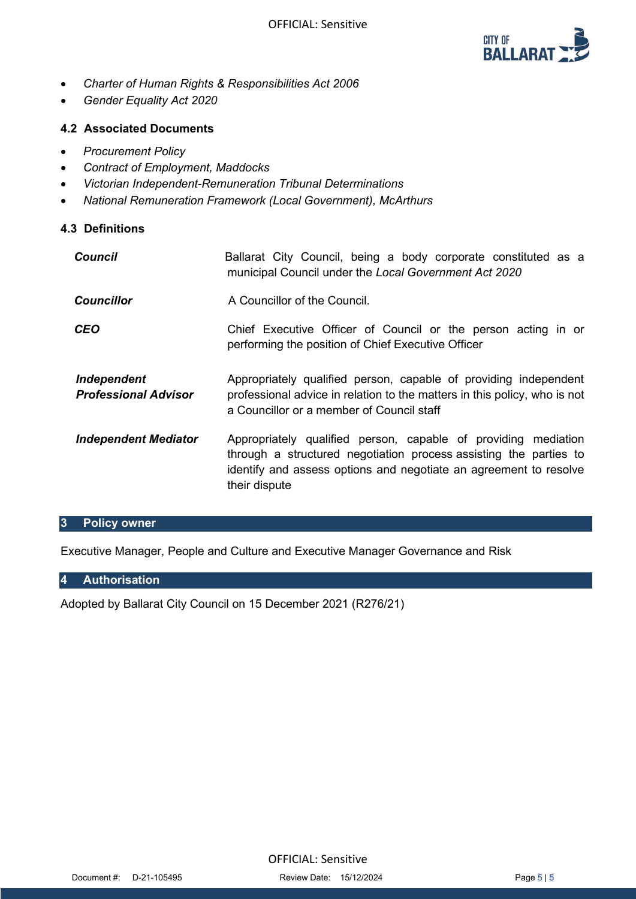- *Charter of Human Rights & Responsibilities Act 2006*
- *Gender Equality Act 2020*

### 4.2 Associated Documents

- *Procurement Policy*
- *Contract of Employment, Maddocks*
- *Victorian Independent-Remuneration Tribunal Determinations*
- *National Remuneration Framework (Local Government), McArthurs*

### 4.3 Definitions

| | |
|---|---|
| ***Council*** | Ballarat City Council, being a body corporate constituted as a municipal Council under the *Local Government Act 2020* |
| ***Councillor*** | A Councillor of the Council. |
| ***CEO*** | Chief Executive Officer of Council or the person acting in or performing the position of Chief Executive Officer |
| ***Independent Professional Advisor*** | Appropriately qualified person, capable of providing independent professional advice in relation to the matters in this policy, who is not a Councillor or a member of Council staff |
| ***Independent Mediator*** | Appropriately qualified person, capable of providing mediation through a structured negotiation process assisting the parties to identify and assess options and negotiate an agreement to resolve their dispute |

## 3 Policy owner

Executive Manager, People and Culture and Executive Manager Governance and Risk

## 4 Authorisation

Adopted by Ballarat City Council on 15 December 2021 (R276/21)